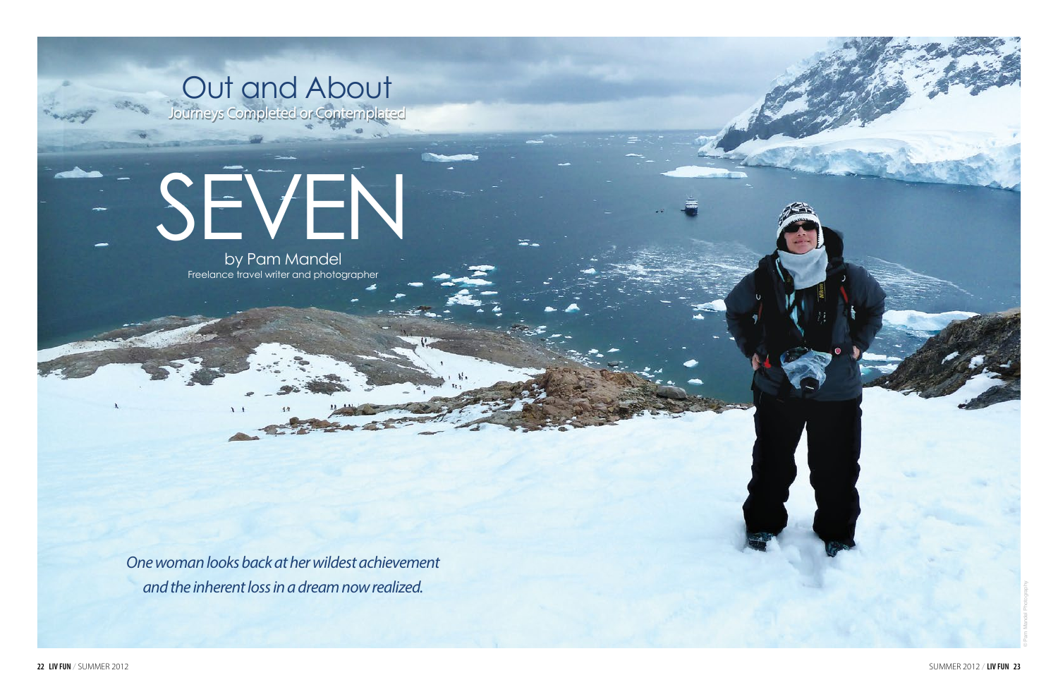# Out and About

Journeys Completed or Contemplated

# SEVEN

by Pam Mandel

Freelance travel writer and photographer

*One woman looks back at her wildest achievement and the inherent loss in a dream now realized.*

© Pam Mandel Photography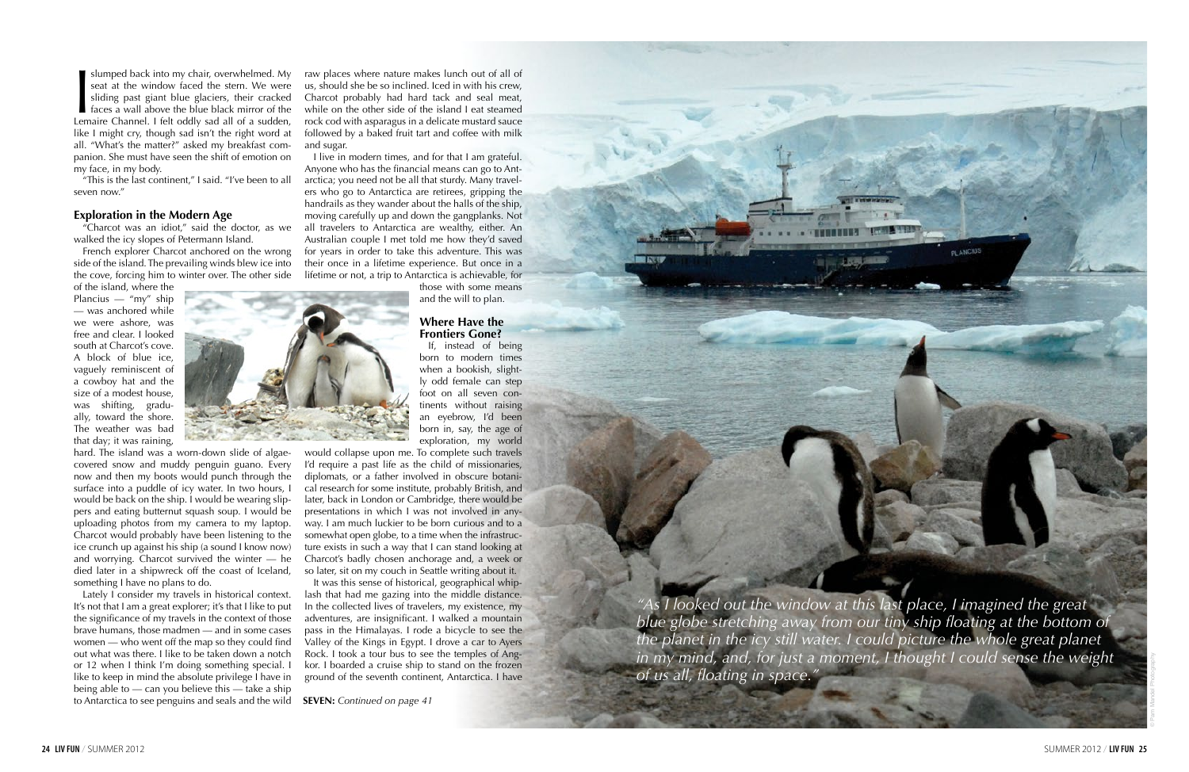I slumped back into my chair, overwhelmed. My seat at the window faced the stern. We were sliding past giant blue glaciers, their cracked faces a wall above the blue black mirror of the Lemaire Channel. I felt oddly sad all of a sudden, like I might cry, though sad isn't the right word at all. "What's the matter?" asked my breakfast companion. She must have seen the shift of emotion on my face, in my body.

"This is the last continent," I said. "I've been to all seven now."

### Exploration in the Modern Age

"Charcot was an idiot," said the doctor, as we walked the icy slopes of Petermann Island.

French explorer Charcot anchored on the wrong side of the island. The prevailing winds blew ice into the cove, forcing him to winter over. The other side of the island, where the Plancius — "my" ship — was anchored while we were ashore, was free and clear. I looked south at Charcot's cove. A block of blue ice, vaguely reminiscent of a cowboy hat and the size of a modest house, was shifting, gradually, toward the shore. The weather was bad that day; it was raining, hard. The island was a worn-down slide of algae-covered snow and muddy penguin guano. Every now and then my boots would punch through the surface into a puddle of icy water. In two hours, I would be back on the ship. I would be wearing slippers and eating butternut squash soup. I would be uploading photos from my camera to my laptop. Charcot would probably have been listening to the ice crunch up against his ship (a sound I know now) and worrying. Charcot survived the winter — he died later in a shipwreck off the coast of Iceland, something I have no plans to do.

Lately I consider my travels in historical context. It's not that I am a great explorer; it's that I like to put the significance of my travels in the context of those brave humans, those madmen — and in some cases women — who went off the map so they could find out what was there. I like to be taken down a notch or 12 when I think I'm doing something special. I like to keep in mind the absolute privilege I have in being able to — can you believe this — take a ship to Antarctica to see penguins and seals and the wild raw places where nature makes lunch out of all of us, should she be so inclined. Iced in with his crew, Charcot probably had hard tack and seal meat, while on the other side of the island I eat steamed rock cod with asparagus in a delicate mustard sauce followed by a baked fruit tart and coffee with milk and sugar.

I live in modern times, and for that I am grateful. Anyone who has the financial means can go to Antarctica; you need not be all that sturdy. Many travelers who go to Antarctica are retirees, gripping the handrails as they wander about the halls of the ship, moving carefully up and down the gangplanks. Not all travelers to Antarctica are wealthy, either. An Australian couple I met told me how they'd saved for years in order to take this adventure. This was their once in a lifetime experience. But once in a lifetime or not, a trip to Antarctica is achievable, for those with some means and the will to plan.

### Where Have the Frontiers Gone?

If, instead of being born to modern times when a bookish, slightly odd female can step foot on all seven continents without raising an eyebrow, I'd been born in, say, the age of exploration, my world would collapse upon me. To complete such travels I'd require a past life as the child of missionaries, diplomats, or a father involved in obscure botanical research for some institute, probably British, and later, back in London or Cambridge, there would be presentations in which I was not involved in anyway. I am much luckier to be born curious and to a somewhat open globe, to a time when the infrastructure exists in such a way that I can stand looking at Charcot's badly chosen anchorage and, a week or so later, sit on my couch in Seattle writing about it.

It was this sense of historical, geographical whiplash that had me gazing into the middle distance. In the collected lives of travelers, my existence, my adventures, are insignificant. I walked a mountain pass in the Himalayas. I rode a bicycle to see the Valley of the Kings in Egypt. I drove a car to Ayers Rock. I took a tour bus to see the temples of Angkor. I boarded a cruise ship to stand on the frozen ground of the seventh continent, Antarctica. I have

**SEVEN:** *Continued on page 41*

*"As I looked out the window at this last place, I imagined the great blue globe stretching away from our tiny ship floating at the bottom of the planet in the icy still water. I could picture the whole great planet in my mind, and, for just a moment, I thought I could sense the weight of us all, floating in space."*

© Pam Mandel Photography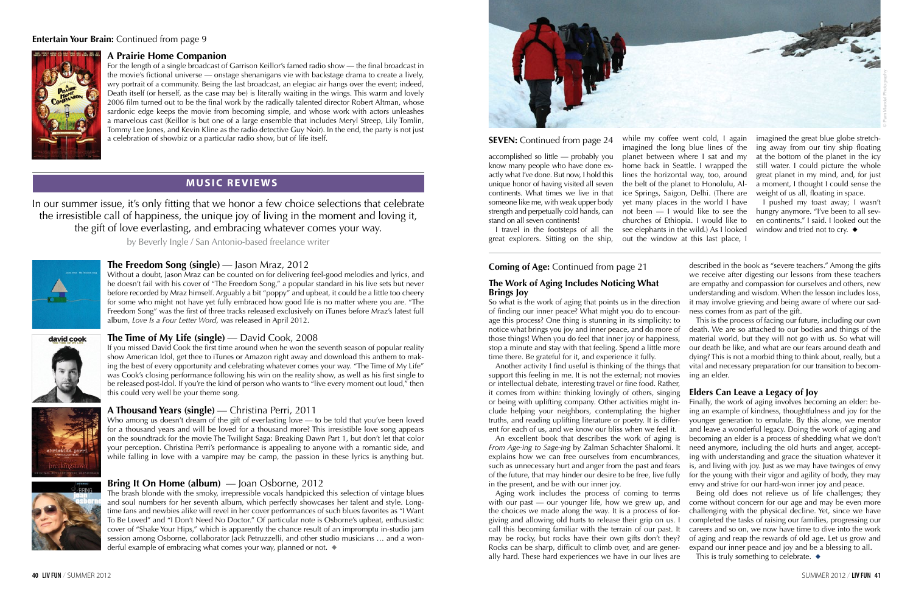**Entertain Your Brain:** Continued from page 9

### A Prairie Home Companion

For the length of a single broadcast of Garrison Keillor's famed radio show — the final broadcast in the movie's fictional universe — onstage shenanigans vie with backstage drama to create a lively, wry portrait of a community. Being the last broadcast, an elegiac air hangs over the event; indeed, Death itself (or herself, as the case may be) is literally waiting in the wings. This warm and lovely 2006 film turned out to be the final work by the radically talented director Robert Altman, whose sardonic edge keeps the movie from becoming simple, and whose work with actors unleashes a marvelous cast (Keillor is but one of a large ensemble that includes Meryl Streep, Lily Tomlin, Tommy Lee Jones, and Kevin Kline as the radio detective Guy Noir). In the end, the party is not just a celebration of showbiz or a particular radio show, but of life itself.

## MUSIC REVIEWS

In our summer issue, it's only fitting that we honor a few choice selections that celebrate the irresistible call of happiness, the unique joy of living in the moment and loving it, the gift of love everlasting, and embracing whatever comes your way.

by Beverly Ingle / San Antonio-based freelance writer

### The Freedom Song (single) — Jason Mraz, 2012

Without a doubt, Jason Mraz can be counted on for delivering feel-good melodies and lyrics, and he doesn't fail with his cover of "The Freedom Song," a popular standard in his live sets but never before recorded by Mraz himself. Arguably a bit "poppy" and upbeat, it could be a little too cheery for some who might not have yet fully embraced how good life is no matter where you are. "The Freedom Song" was the first of three tracks released exclusively on iTunes before Mraz's latest full album, *Love Is a Four Letter Word,* was released in April 2012.

### The Time of My Life (single) — David Cook, 2008

If you missed David Cook the first time around when he won the seventh season of popular reality show American Idol, get thee to iTunes or Amazon right away and download this anthem to making the best of every opportunity and celebrating whatever comes your way. "The Time of My Life" was Cook's closing performance following his win on the reality show, as well as his first single to be released post-Idol. If you're the kind of person who wants to "live every moment out loud," then this could very well be your theme song.

### A Thousand Years (single) — Christina Perri, 2011

Who among us doesn't dream of the gift of everlasting love — to be told that you've been loved for a thousand years and will be loved for a thousand more? This irresistible love song appears on the soundtrack for the movie The Twilight Saga: Breaking Dawn Part 1, but don't let that color your perception. Christina Perri's performance is appealing to anyone with a romantic side, and while falling in love with a vampire may be camp, the passion in these lyrics is anything but.

### Bring It On Home (album) — Joan Osborne, 2012

The brash blonde with the smoky, irrepressible vocals handpicked this selection of vintage blues and soul numbers for her seventh album, which perfectly showcases her talent and style. Longtime fans and newbies alike will revel in her cover performances of such blues favorites as "I Want To Be Loved" and "I Don't Need No Doctor." Of particular note is Osborne's upbeat, enthusiastic cover of "Shake Your Hips," which is apparently the chance result of an impromptu in-studio jam session among Osborne, collaborator Jack Petruzzelli, and other studio musicians … and a wonderful example of embracing what comes your way, planned or not. ◆

© Pam Mandel Photography

**SEVEN:** Continued from page 24

accomplished so little — probably you know many people who have done exactly what I've done. But now, I hold this unique honor of having visited all seven continents. What times we live in that someone like me, with weak upper body strength and perpetually cold hands, can stand on all seven continents!

I travel in the footsteps of all the great explorers. Sitting on the ship, while my coffee went cold, I again imagined the long blue lines of the planet between where I sat and my home back in Seattle. I wrapped the lines the horizontal way, too, around the belt of the planet to Honolulu, Alice Springs, Saigon, Delhi. (There are yet many places in the world I have not been — I would like to see the churches of Ethiopia. I would like to see elephants in the wild.) As I looked out the window at this last place, I imagined the great blue globe stretching away from our tiny ship floating at the bottom of the planet in the icy still water. I could picture the whole great planet in my mind, and, for just a moment, I thought I could sense the weight of us all, floating in space.

I pushed my toast away; I wasn't hungry anymore. "I've been to all seven continents." I said. I looked out the window and tried not to cry. ◆

**Coming of Age:** Continued from page 21

### The Work of Aging Includes Noticing What Brings Joy

So what is the work of aging that points us in the direction of finding our inner peace? What might you do to encourage this process? One thing is stunning in its simplicity: to notice what brings you joy and inner peace, and do more of those things! When you do feel that inner joy or happiness, stop a minute and stay with that feeling. Spend a little more time there. Be grateful for it, and experience it fully.

Another activity I find useful is thinking of the things that support this feeling in me. It is not the external; not movies or intellectual debate, interesting travel or fine food. Rather, it comes from within: thinking lovingly of others, singing or being with uplifting company. Other activities might include helping your neighbors, contemplating the higher truths, and reading uplifting literature or poetry. It is different for each of us, and we know our bliss when we feel it.

An excellent book that describes the work of aging is *From Age-ing to Sage-ing* by Zalman Schachter Shalomi. It explains how we can free ourselves from encumbrances, such as unnecessary hurt and anger from the past and fears of the future, that may hinder our desire to be free, live fully in the present, and be with our inner joy.

Aging work includes the process of coming to terms with our past — our younger life, how we grew up, and the choices we made along the way. It is a process of forgiving and allowing old hurts to release their grip on us. I call this becoming familiar with the terrain of our past. It may be rocky, but rocks have their own gifts don't they? Rocks can be sharp, difficult to climb over, and are generally hard. These hard experiences we have in our lives are described in the book as "severe teachers." Among the gifts we receive after digesting our lessons from these teachers are empathy and compassion for ourselves and others, new understanding and wisdom. When the lesson includes loss, it may involve grieving and being aware of where our sadness comes from as part of the gift.

This is the process of facing our future, including our own death. We are so attached to our bodies and things of the material world, but they will not go with us. So what will our death be like, and what are our fears around death and dying? This is not a morbid thing to think about, really, but a vital and necessary preparation for our transition to becoming an elder.

### Elders Can Leave a Legacy of Joy

Finally, the work of aging involves becoming an elder: being an example of kindness, thoughtfulness and joy for the younger generation to emulate. By this alone, we mentor and leave a wonderful legacy. Doing the work of aging and becoming an elder is a process of shedding what we don't need anymore, including the old hurts and anger, accepting with understanding and grace the situation whatever it is, and living with joy. Just as we may have twinges of envy for the young with their vigor and agility of body, they may envy and strive for our hard-won inner joy and peace.

Being old does not relieve us of life challenges; they come without concern for our age and may be even more challenging with the physical decline. Yet, since we have completed the tasks of raising our families, progressing our careers and so on, we now have time to dive into the work of aging and reap the rewards of old age. Let us grow and expand our inner peace and joy and be a blessing to all.

This is truly something to celebrate. ◆